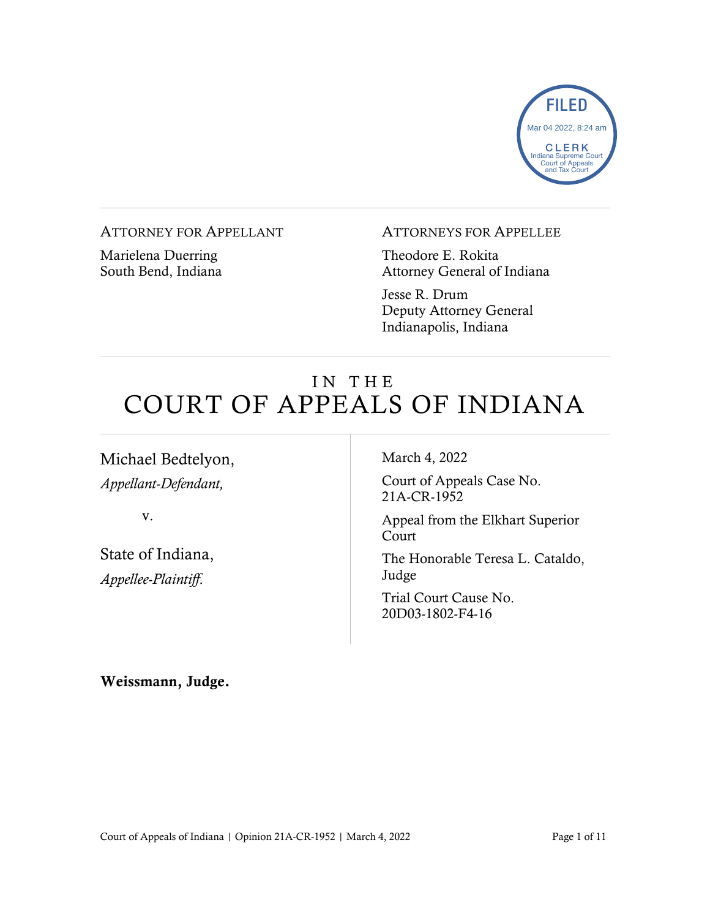FILED
Mar 04 2022, 8:24 am
CLERK
Indiana Supreme Court
Court of Appeals
and Tax Court

ATTORNEY FOR APPELLANT

Marielena Duerring
South Bend, Indiana

ATTORNEYS FOR APPELLEE

Theodore E. Rokita
Attorney General of Indiana

Jesse R. Drum
Deputy Attorney General
Indianapolis, Indiana

# IN THE COURT OF APPEALS OF INDIANA

Michael Bedtelyon,
*Appellant-Defendant,*

v.

State of Indiana,
*Appellee-Plaintiff.*

March 4, 2022

Court of Appeals Case No. 21A-CR-1952

Appeal from the Elkhart Superior Court

The Honorable Teresa L. Cataldo, Judge

Trial Court Cause No. 20D03-1802-F4-16

**Weissmann, Judge.**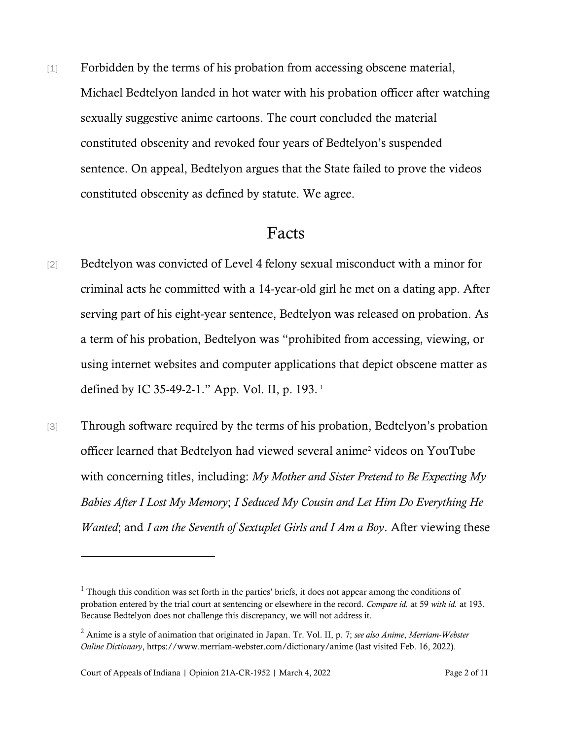[1] Forbidden by the terms of his probation from accessing obscene material, Michael Bedtelyon landed in hot water with his probation officer after watching sexually suggestive anime cartoons. The court concluded the material constituted obscenity and revoked four years of Bedtelyon's suspended sentence. On appeal, Bedtelyon argues that the State failed to prove the videos constituted obscenity as defined by statute. We agree.

## Facts

[2] Bedtelyon was convicted of Level 4 felony sexual misconduct with a minor for criminal acts he committed with a 14-year-old girl he met on a dating app. After serving part of his eight-year sentence, Bedtelyon was released on probation. As a term of his probation, Bedtelyon was "prohibited from accessing, viewing, or using internet websites and computer applications that depict obscene matter as defined by IC 35-49-2-1." App. Vol. II, p. 193.[1]

[3] Through software required by the terms of his probation, Bedtelyon's probation officer learned that Bedtelyon had viewed several anime[2] videos on YouTube with concerning titles, including: *My Mother and Sister Pretend to Be Expecting My Babies After I Lost My Memory*; *I Seduced My Cousin and Let Him Do Everything He Wanted*; and *I am the Seventh of Sextuplet Girls and I Am a Boy*. After viewing these

---

[1] Though this condition was set forth in the parties' briefs, it does not appear among the conditions of probation entered by the trial court at sentencing or elsewhere in the record. *Compare id.* at 59 *with id.* at 193. Because Bedtelyon does not challenge this discrepancy, we will not address it.

[2] Anime is a style of animation that originated in Japan. Tr. Vol. II, p. 7; *see also Anime*, *Merriam-Webster Online Dictionary*, https://www.merriam-webster.com/dictionary/anime (last visited Feb. 16, 2022).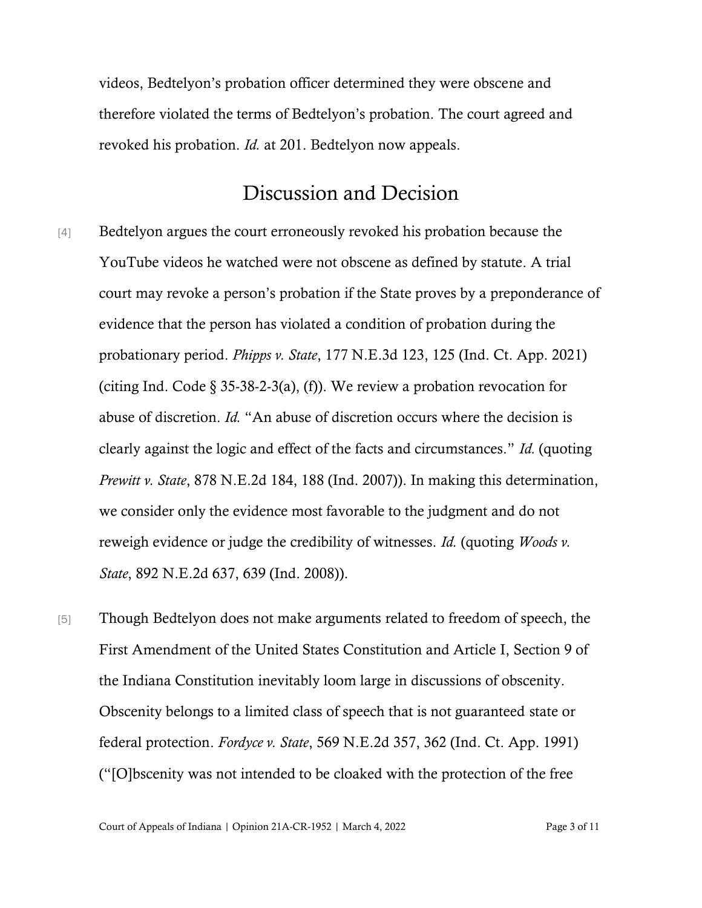videos, Bedtelyon's probation officer determined they were obscene and therefore violated the terms of Bedtelyon's probation. The court agreed and revoked his probation. *Id.* at 201. Bedtelyon now appeals.

## Discussion and Decision

[4] Bedtelyon argues the court erroneously revoked his probation because the YouTube videos he watched were not obscene as defined by statute. A trial court may revoke a person's probation if the State proves by a preponderance of evidence that the person has violated a condition of probation during the probationary period. *Phipps v. State*, 177 N.E.3d 123, 125 (Ind. Ct. App. 2021) (citing Ind. Code § 35-38-2-3(a), (f)). We review a probation revocation for abuse of discretion. *Id.* "An abuse of discretion occurs where the decision is clearly against the logic and effect of the facts and circumstances." *Id.* (quoting *Prewitt v. State*, 878 N.E.2d 184, 188 (Ind. 2007)). In making this determination, we consider only the evidence most favorable to the judgment and do not reweigh evidence or judge the credibility of witnesses. *Id.* (quoting *Woods v. State*, 892 N.E.2d 637, 639 (Ind. 2008)).

[5] Though Bedtelyon does not make arguments related to freedom of speech, the First Amendment of the United States Constitution and Article I, Section 9 of the Indiana Constitution inevitably loom large in discussions of obscenity. Obscenity belongs to a limited class of speech that is not guaranteed state or federal protection. *Fordyce v. State*, 569 N.E.2d 357, 362 (Ind. Ct. App. 1991) ("[O]bscenity was not intended to be cloaked with the protection of the free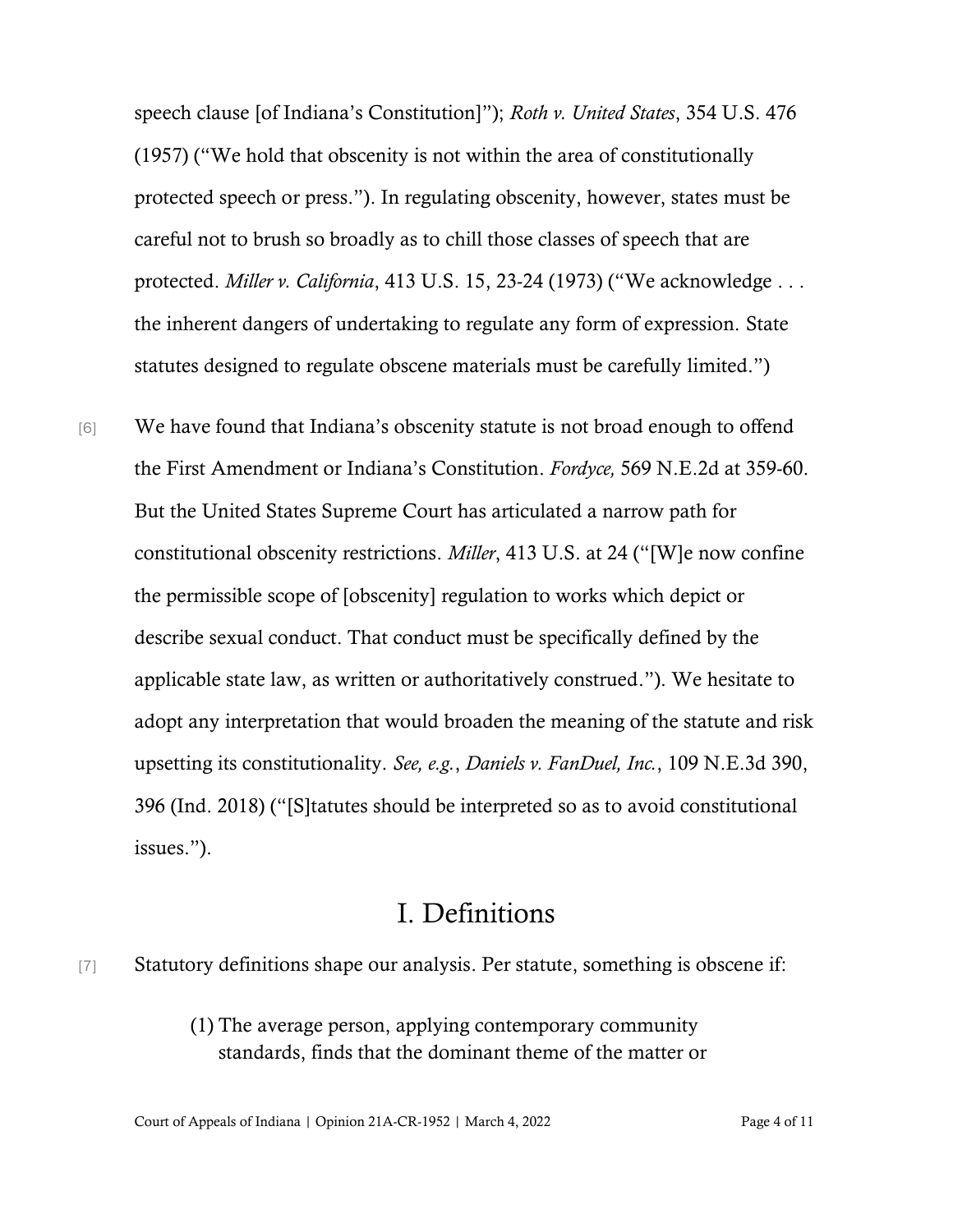speech clause [of Indiana's Constitution]"); *Roth v. United States*, 354 U.S. 476 (1957) ("We hold that obscenity is not within the area of constitutionally protected speech or press."). In regulating obscenity, however, states must be careful not to brush so broadly as to chill those classes of speech that are protected. *Miller v. California*, 413 U.S. 15, 23-24 (1973) ("We acknowledge . . . the inherent dangers of undertaking to regulate any form of expression. State statutes designed to regulate obscene materials must be carefully limited.")

[6] We have found that Indiana's obscenity statute is not broad enough to offend the First Amendment or Indiana's Constitution. *Fordyce,* 569 N.E.2d at 359-60. But the United States Supreme Court has articulated a narrow path for constitutional obscenity restrictions. *Miller*, 413 U.S. at 24 ("[W]e now confine the permissible scope of [obscenity] regulation to works which depict or describe sexual conduct. That conduct must be specifically defined by the applicable state law, as written or authoritatively construed."). We hesitate to adopt any interpretation that would broaden the meaning of the statute and risk upsetting its constitutionality. *See, e.g.*, *Daniels v. FanDuel, Inc.*, 109 N.E.3d 390, 396 (Ind. 2018) ("[S]tatutes should be interpreted so as to avoid constitutional issues.").

## I. Definitions

[7] Statutory definitions shape our analysis. Per statute, something is obscene if:

> (1) The average person, applying contemporary community standards, finds that the dominant theme of the matter or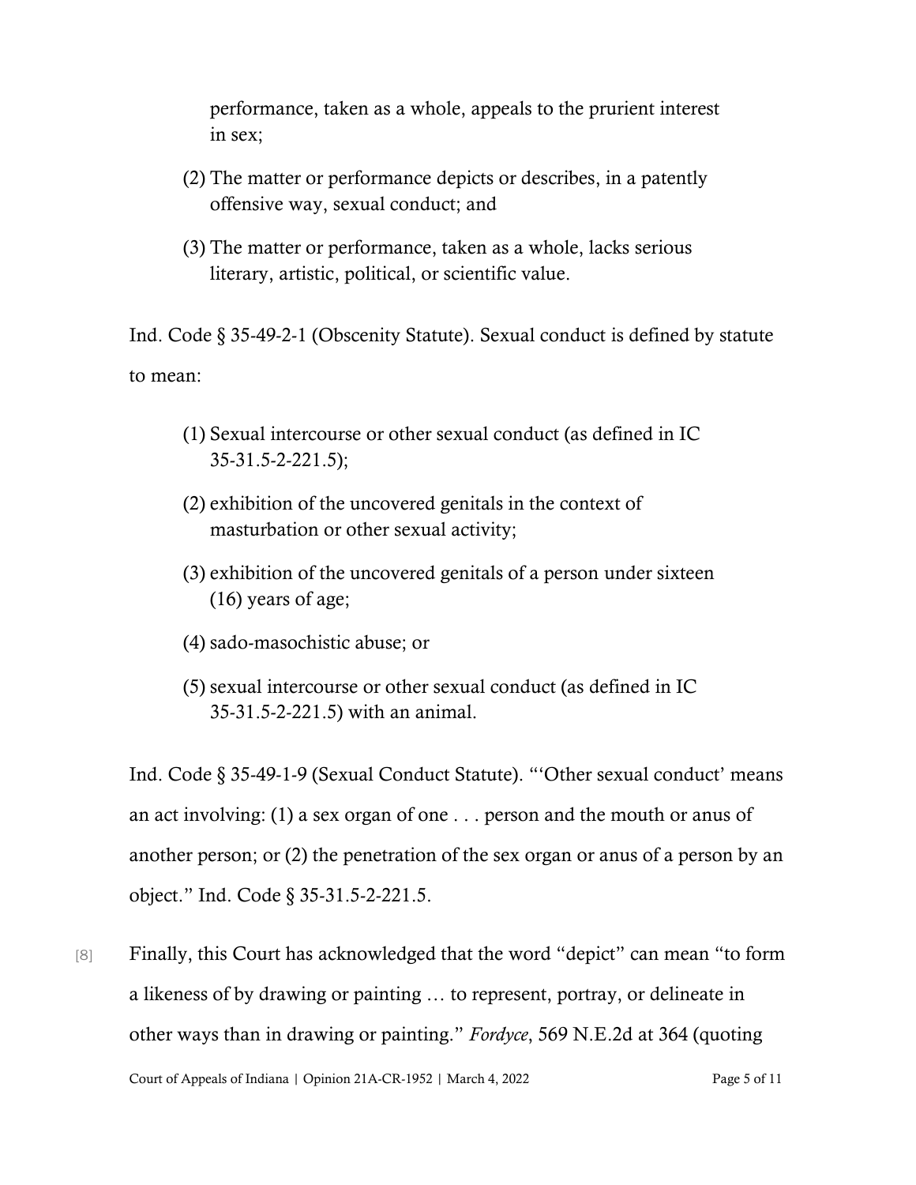performance, taken as a whole, appeals to the prurient interest in sex;

(2) The matter or performance depicts or describes, in a patently offensive way, sexual conduct; and

(3) The matter or performance, taken as a whole, lacks serious literary, artistic, political, or scientific value.

Ind. Code § 35-49-2-1 (Obscenity Statute). Sexual conduct is defined by statute to mean:

(1) Sexual intercourse or other sexual conduct (as defined in IC 35-31.5-2-221.5);

(2) exhibition of the uncovered genitals in the context of masturbation or other sexual activity;

(3) exhibition of the uncovered genitals of a person under sixteen (16) years of age;

(4) sado-masochistic abuse; or

(5) sexual intercourse or other sexual conduct (as defined in IC 35-31.5-2-221.5) with an animal.

Ind. Code § 35-49-1-9 (Sexual Conduct Statute). "'Other sexual conduct' means an act involving: (1) a sex organ of one . . . person and the mouth or anus of another person; or (2) the penetration of the sex organ or anus of a person by an object." Ind. Code § 35-31.5-2-221.5.

[8] Finally, this Court has acknowledged that the word "depict" can mean "to form a likeness of by drawing or painting … to represent, portray, or delineate in other ways than in drawing or painting." *Fordyce*, 569 N.E.2d at 364 (quoting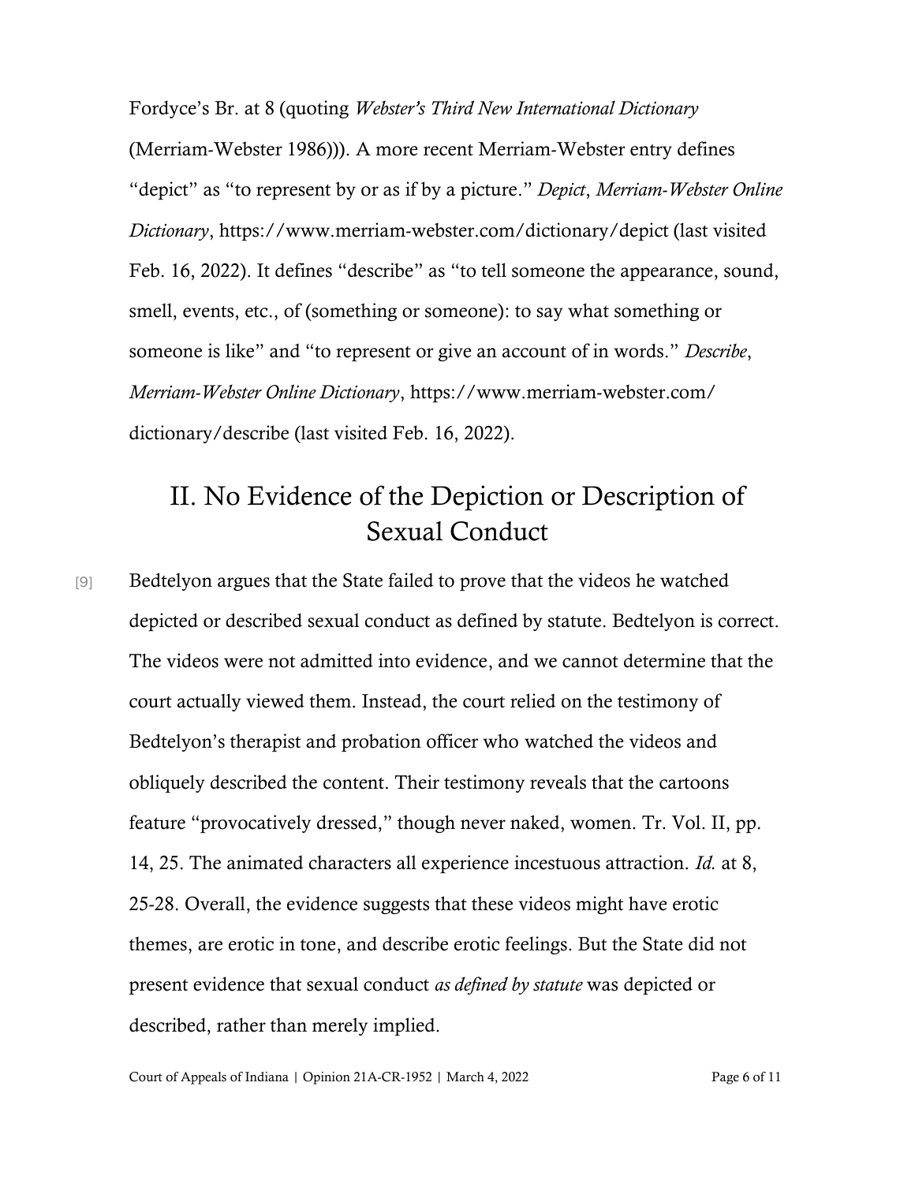Fordyce's Br. at 8 (quoting *Webster's Third New International Dictionary* (Merriam-Webster 1986))). A more recent Merriam-Webster entry defines "depict" as "to represent by or as if by a picture." *Depict*, *Merriam-Webster Online Dictionary*, https://www.merriam-webster.com/dictionary/depict (last visited Feb. 16, 2022). It defines "describe" as "to tell someone the appearance, sound, smell, events, etc., of (something or someone): to say what something or someone is like" and "to represent or give an account of in words." *Describe*, *Merriam-Webster Online Dictionary*, https://www.merriam-webster.com/dictionary/describe (last visited Feb. 16, 2022).

## II. No Evidence of the Depiction or Description of Sexual Conduct

[9] Bedtelyon argues that the State failed to prove that the videos he watched depicted or described sexual conduct as defined by statute. Bedtelyon is correct. The videos were not admitted into evidence, and we cannot determine that the court actually viewed them. Instead, the court relied on the testimony of Bedtelyon's therapist and probation officer who watched the videos and obliquely described the content. Their testimony reveals that the cartoons feature "provocatively dressed," though never naked, women. Tr. Vol. II, pp. 14, 25. The animated characters all experience incestuous attraction. *Id.* at 8, 25-28. Overall, the evidence suggests that these videos might have erotic themes, are erotic in tone, and describe erotic feelings. But the State did not present evidence that sexual conduct *as defined by statute* was depicted or described, rather than merely implied.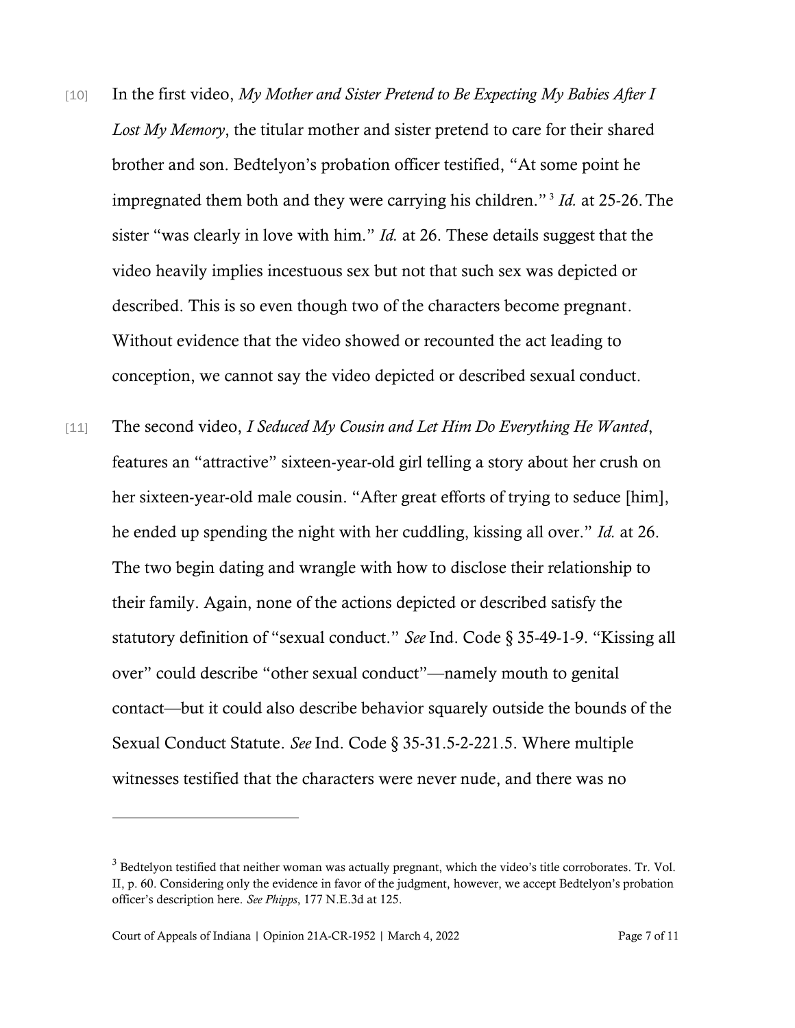[10] In the first video, *My Mother and Sister Pretend to Be Expecting My Babies After I Lost My Memory*, the titular mother and sister pretend to care for their shared brother and son. Bedtelyon's probation officer testified, "At some point he impregnated them both and they were carrying his children."[3] *Id.* at 25-26. The sister "was clearly in love with him." *Id.* at 26. These details suggest that the video heavily implies incestuous sex but not that such sex was depicted or described. This is so even though two of the characters become pregnant. Without evidence that the video showed or recounted the act leading to conception, we cannot say the video depicted or described sexual conduct.

[11] The second video, *I Seduced My Cousin and Let Him Do Everything He Wanted*, features an "attractive" sixteen-year-old girl telling a story about her crush on her sixteen-year-old male cousin. "After great efforts of trying to seduce [him], he ended up spending the night with her cuddling, kissing all over." *Id.* at 26. The two begin dating and wrangle with how to disclose their relationship to their family. Again, none of the actions depicted or described satisfy the statutory definition of "sexual conduct." *See* Ind. Code § 35-49-1-9. "Kissing all over" could describe "other sexual conduct"—namely mouth to genital contact—but it could also describe behavior squarely outside the bounds of the Sexual Conduct Statute. *See* Ind. Code § 35-31.5-2-221.5. Where multiple witnesses testified that the characters were never nude, and there was no

---

[3] Bedtelyon testified that neither woman was actually pregnant, which the video's title corroborates. Tr. Vol. II, p. 60. Considering only the evidence in favor of the judgment, however, we accept Bedtelyon's probation officer's description here. *See Phipps*, 177 N.E.3d at 125.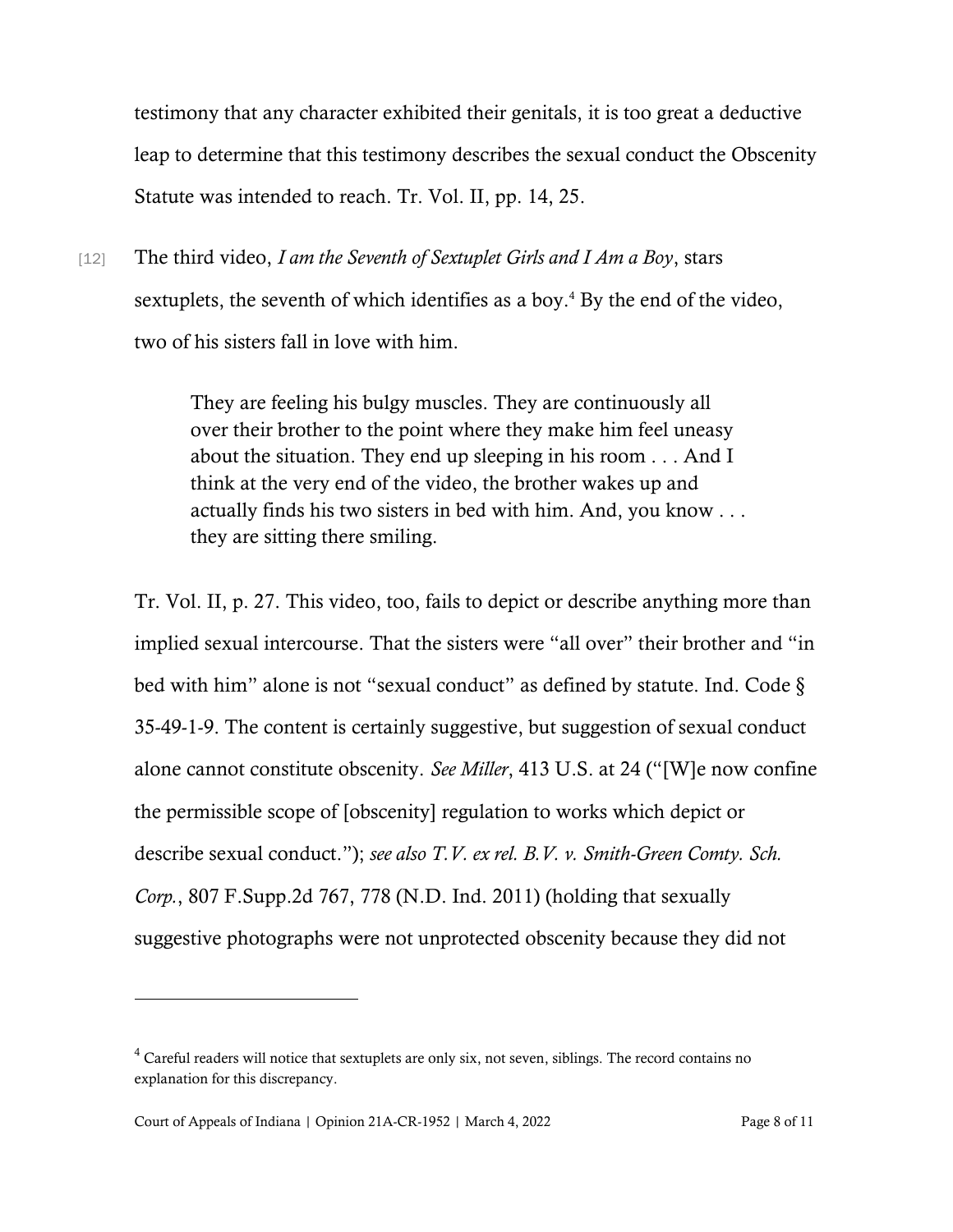testimony that any character exhibited their genitals, it is too great a deductive leap to determine that this testimony describes the sexual conduct the Obscenity Statute was intended to reach. Tr. Vol. II, pp. 14, 25.

[12] The third video, *I am the Seventh of Sextuplet Girls and I Am a Boy*, stars sextuplets, the seventh of which identifies as a boy.[4] By the end of the video, two of his sisters fall in love with him.

> They are feeling his bulgy muscles. They are continuously all over their brother to the point where they make him feel uneasy about the situation. They end up sleeping in his room . . . And I think at the very end of the video, the brother wakes up and actually finds his two sisters in bed with him. And, you know . . . they are sitting there smiling.

Tr. Vol. II, p. 27. This video, too, fails to depict or describe anything more than implied sexual intercourse. That the sisters were "all over" their brother and "in bed with him" alone is not "sexual conduct" as defined by statute. Ind. Code § 35-49-1-9. The content is certainly suggestive, but suggestion of sexual conduct alone cannot constitute obscenity. *See Miller*, 413 U.S. at 24 ("[W]e now confine the permissible scope of [obscenity] regulation to works which depict or describe sexual conduct."); *see also T.V. ex rel. B.V. v. Smith-Green Comty. Sch. Corp.*, 807 F.Supp.2d 767, 778 (N.D. Ind. 2011) (holding that sexually suggestive photographs were not unprotected obscenity because they did not

---

[4] Careful readers will notice that sextuplets are only six, not seven, siblings. The record contains no explanation for this discrepancy.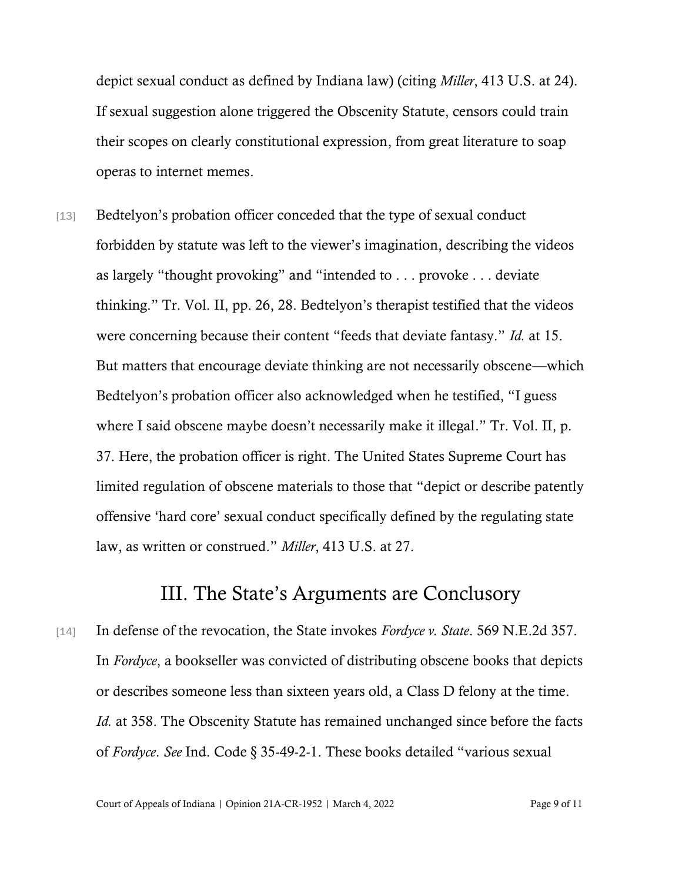depict sexual conduct as defined by Indiana law) (citing *Miller*, 413 U.S. at 24). If sexual suggestion alone triggered the Obscenity Statute, censors could train their scopes on clearly constitutional expression, from great literature to soap operas to internet memes.

[13] Bedtelyon's probation officer conceded that the type of sexual conduct forbidden by statute was left to the viewer's imagination, describing the videos as largely "thought provoking" and "intended to . . . provoke . . . deviate thinking." Tr. Vol. II, pp. 26, 28. Bedtelyon's therapist testified that the videos were concerning because their content "feeds that deviate fantasy." *Id.* at 15. But matters that encourage deviate thinking are not necessarily obscene—which Bedtelyon's probation officer also acknowledged when he testified, "I guess where I said obscene maybe doesn't necessarily make it illegal." Tr. Vol. II, p. 37. Here, the probation officer is right. The United States Supreme Court has limited regulation of obscene materials to those that "depict or describe patently offensive 'hard core' sexual conduct specifically defined by the regulating state law, as written or construed." *Miller*, 413 U.S. at 27.

## III. The State's Arguments are Conclusory

[14] In defense of the revocation, the State invokes *Fordyce v. State*. 569 N.E.2d 357. In *Fordyce*, a bookseller was convicted of distributing obscene books that depicts or describes someone less than sixteen years old, a Class D felony at the time. *Id.* at 358. The Obscenity Statute has remained unchanged since before the facts of *Fordyce*. *See* Ind. Code § 35-49-2-1. These books detailed "various sexual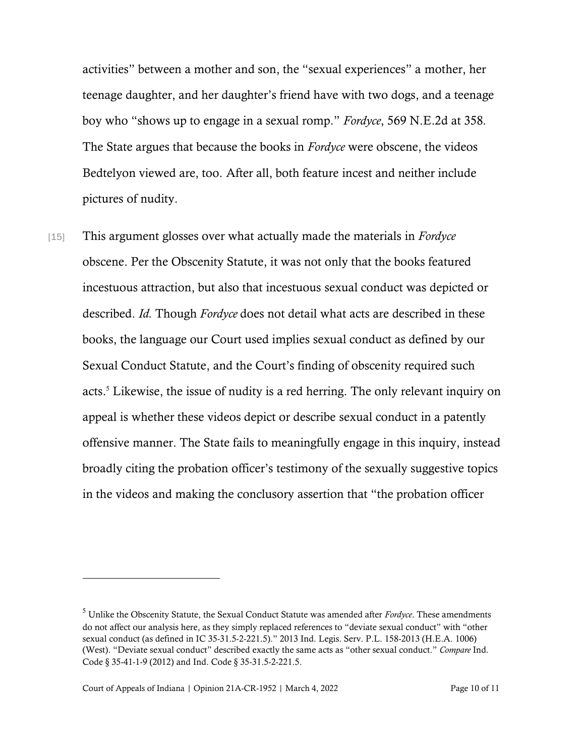activities" between a mother and son, the "sexual experiences" a mother, her teenage daughter, and her daughter's friend have with two dogs, and a teenage boy who "shows up to engage in a sexual romp." *Fordyce*, 569 N.E.2d at 358. The State argues that because the books in *Fordyce* were obscene, the videos Bedtelyon viewed are, too. After all, both feature incest and neither include pictures of nudity.

[15] This argument glosses over what actually made the materials in *Fordyce* obscene. Per the Obscenity Statute, it was not only that the books featured incestuous attraction, but also that incestuous sexual conduct was depicted or described. *Id.* Though *Fordyce* does not detail what acts are described in these books, the language our Court used implies sexual conduct as defined by our Sexual Conduct Statute, and the Court's finding of obscenity required such acts.[5] Likewise, the issue of nudity is a red herring. The only relevant inquiry on appeal is whether these videos depict or describe sexual conduct in a patently offensive manner. The State fails to meaningfully engage in this inquiry, instead broadly citing the probation officer's testimony of the sexually suggestive topics in the videos and making the conclusory assertion that "the probation officer

---

[5] Unlike the Obscenity Statute, the Sexual Conduct Statute was amended after *Fordyce*. These amendments do not affect our analysis here, as they simply replaced references to "deviate sexual conduct" with "other sexual conduct (as defined in IC 35-31.5-2-221.5)." 2013 Ind. Legis. Serv. P.L. 158-2013 (H.E.A. 1006) (West). "Deviate sexual conduct" described exactly the same acts as "other sexual conduct." *Compare* Ind. Code § 35-41-1-9 (2012) and Ind. Code § 35-31.5-2-221.5.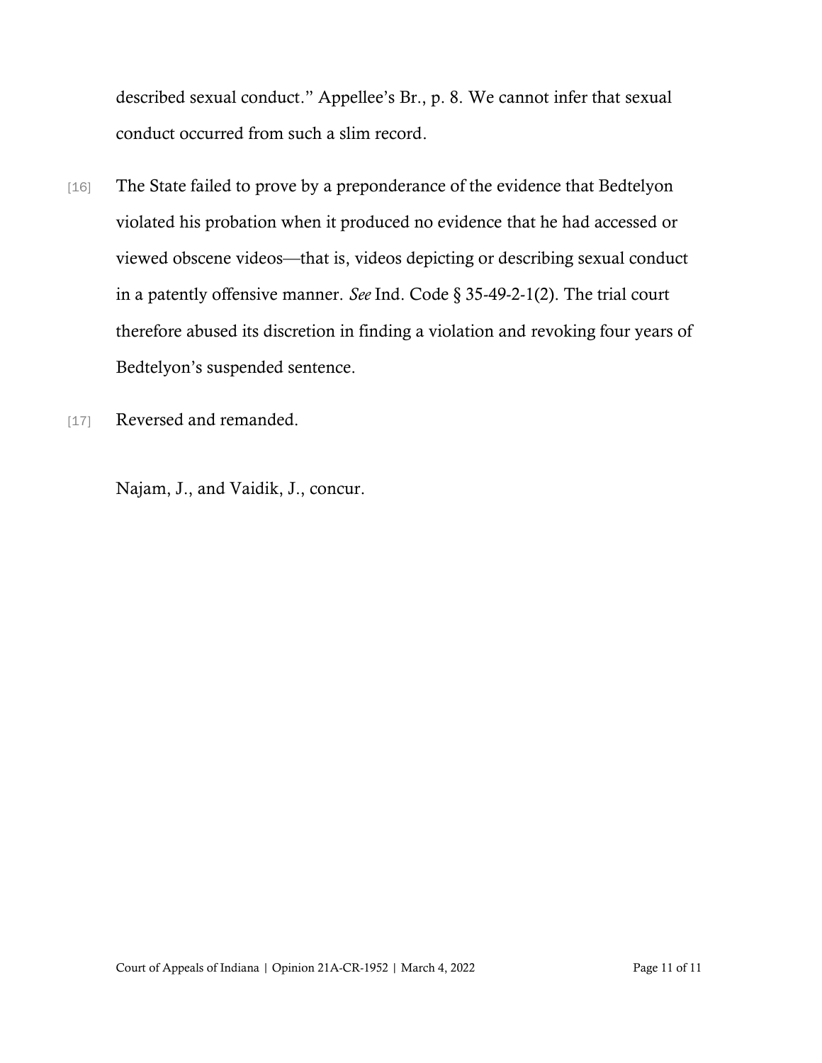described sexual conduct." Appellee's Br., p. 8. We cannot infer that sexual conduct occurred from such a slim record.

[16] The State failed to prove by a preponderance of the evidence that Bedtelyon violated his probation when it produced no evidence that he had accessed or viewed obscene videos—that is, videos depicting or describing sexual conduct in a patently offensive manner. *See* Ind. Code § 35-49-2-1(2). The trial court therefore abused its discretion in finding a violation and revoking four years of Bedtelyon's suspended sentence.

[17] Reversed and remanded.

Najam, J., and Vaidik, J., concur.